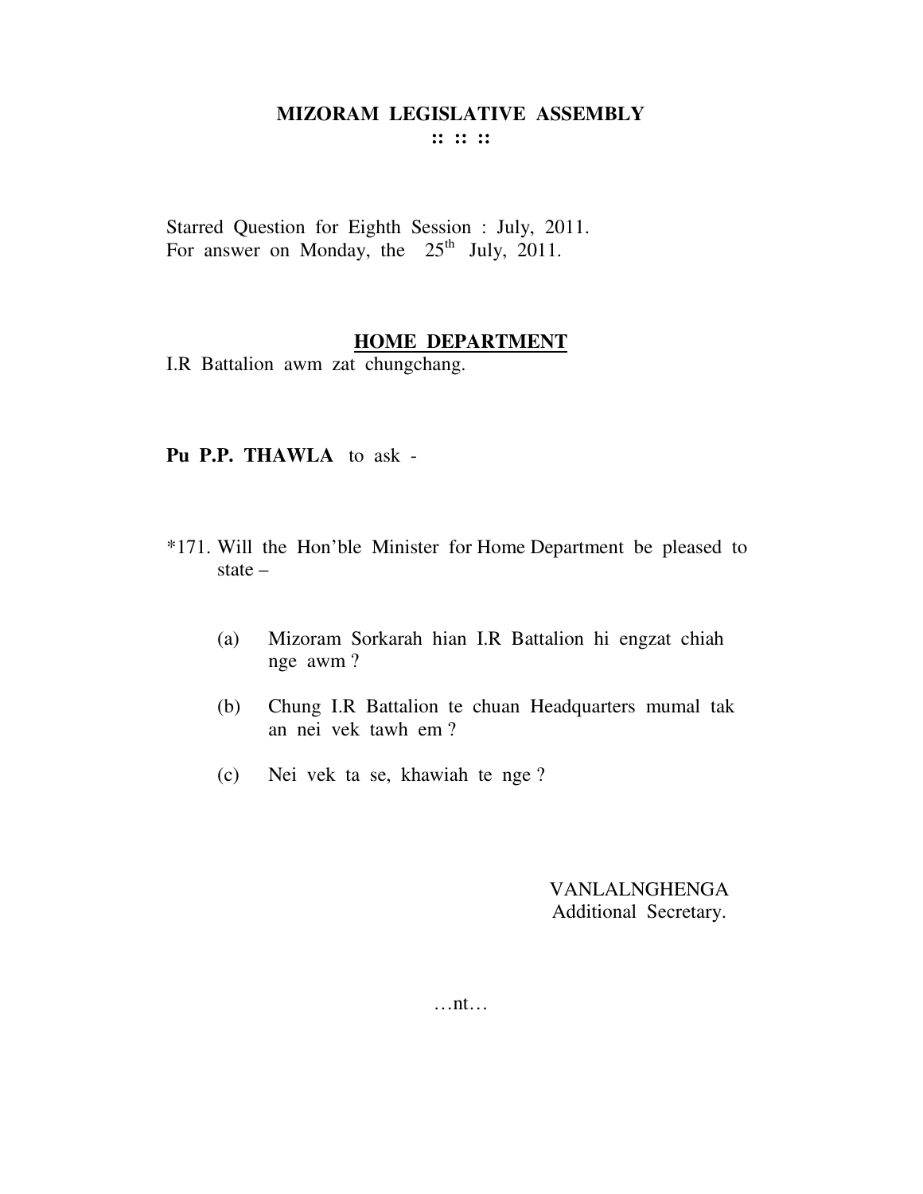# MIZORAM LEGISLATIVE ASSEMBLY

:: :: ::

Starred Question for Eighth Session : July, 2011.
For answer on Monday, the 25th July, 2011.

## HOME DEPARTMENT

I.R Battalion awm zat chungchang.

**Pu P.P. THAWLA** to ask -

*171. Will the Hon'ble Minister for Home Department be pleased to state –

(a) Mizoram Sorkarah hian I.R Battalion hi engzat chiah nge awm ?

(b) Chung I.R Battalion te chuan Headquarters mumal tak an nei vek tawh em ?

(c) Nei vek ta se, khawiah te nge ?

VANLALNGHENGA
Additional Secretary.

…nt…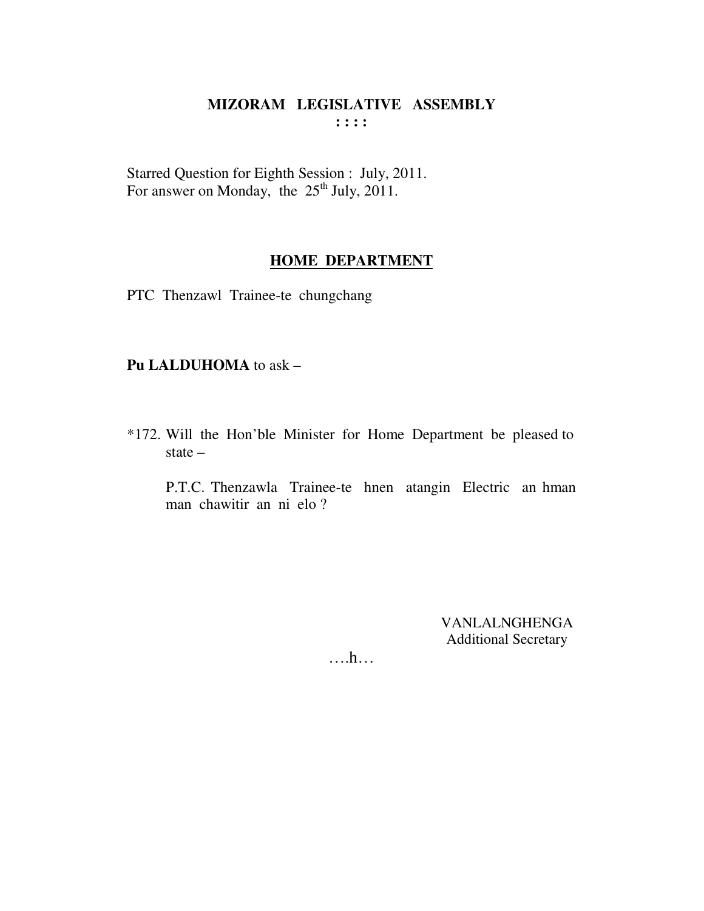# MIZORAM LEGISLATIVE ASSEMBLY

**: : : :**

Starred Question for Eighth Session : July, 2011.
For answer on Monday, the 25th July, 2011.

## HOME DEPARTMENT

PTC Thenzawl Trainee-te chungchang

**Pu LALDUHOMA** to ask –

*172. Will the Hon'ble Minister for Home Department be pleased to state –

P.T.C. Thenzawla Trainee-te hnen atangin Electric an hman man chawitir an ni elo ?

VANLALNGHENGA
Additional Secretary

….h…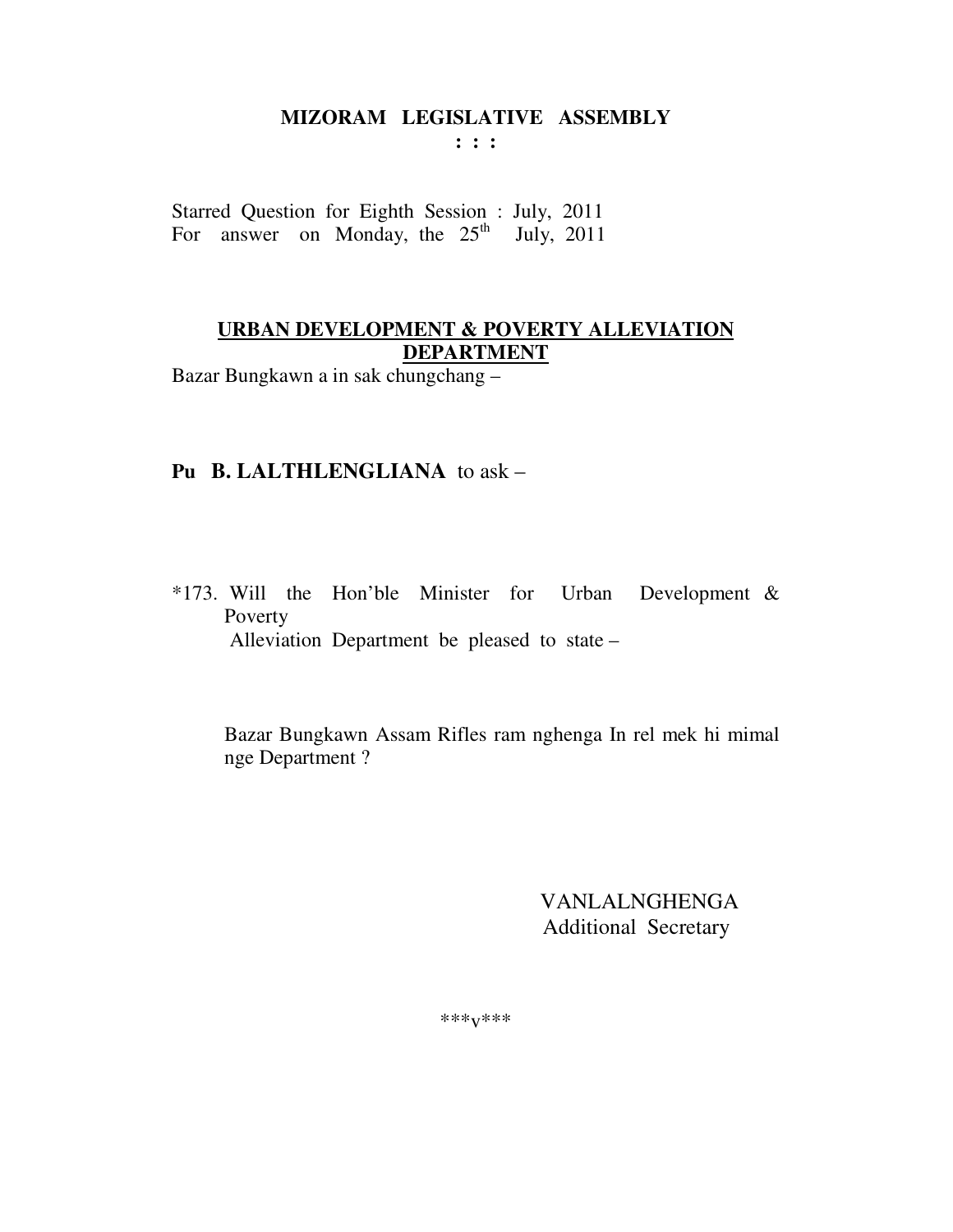**MIZORAM LEGISLATIVE ASSEMBLY**
**: : :**

Starred Question for Eighth Session : July, 2011
For answer on Monday, the 25th July, 2011

**URBAN DEVELOPMENT & POVERTY ALLEVIATION DEPARTMENT**

Bazar Bungkawn a in sak chungchang –

**Pu B. LALTHLENGLIANA** to ask –

*173. Will the Hon'ble Minister for Urban Development & Poverty Alleviation Department be pleased to state –

Bazar Bungkawn Assam Rifles ram nghenga In rel mek hi mimal nge Department ?

VANLALNGHENGA
Additional Secretary

***v***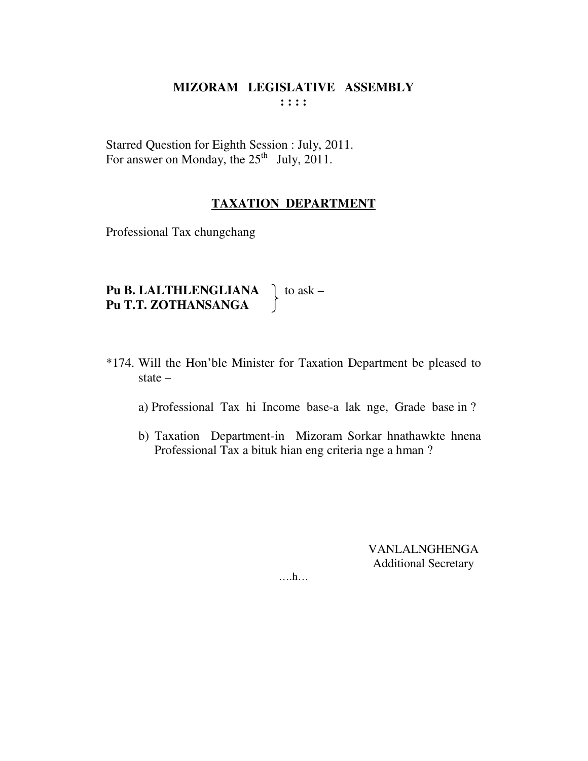# MIZORAM LEGISLATIVE ASSEMBLY

**: : : :**

Starred Question for Eighth Session : July, 2011.
For answer on Monday, the 25th July, 2011.

## TAXATION DEPARTMENT

Professional Tax chungchang

**Pu B. LALTHLENGLIANA**
**Pu T.T. ZOTHANSANGA** } to ask –

*174. Will the Hon'ble Minister for Taxation Department be pleased to state –

a) Professional Tax hi Income base-a lak nge, Grade base in ?

b) Taxation Department-in Mizoram Sorkar hnathawkte hnena Professional Tax a bituk hian eng criteria nge a hman ?

VANLALNGHENGA
Additional Secretary

….h…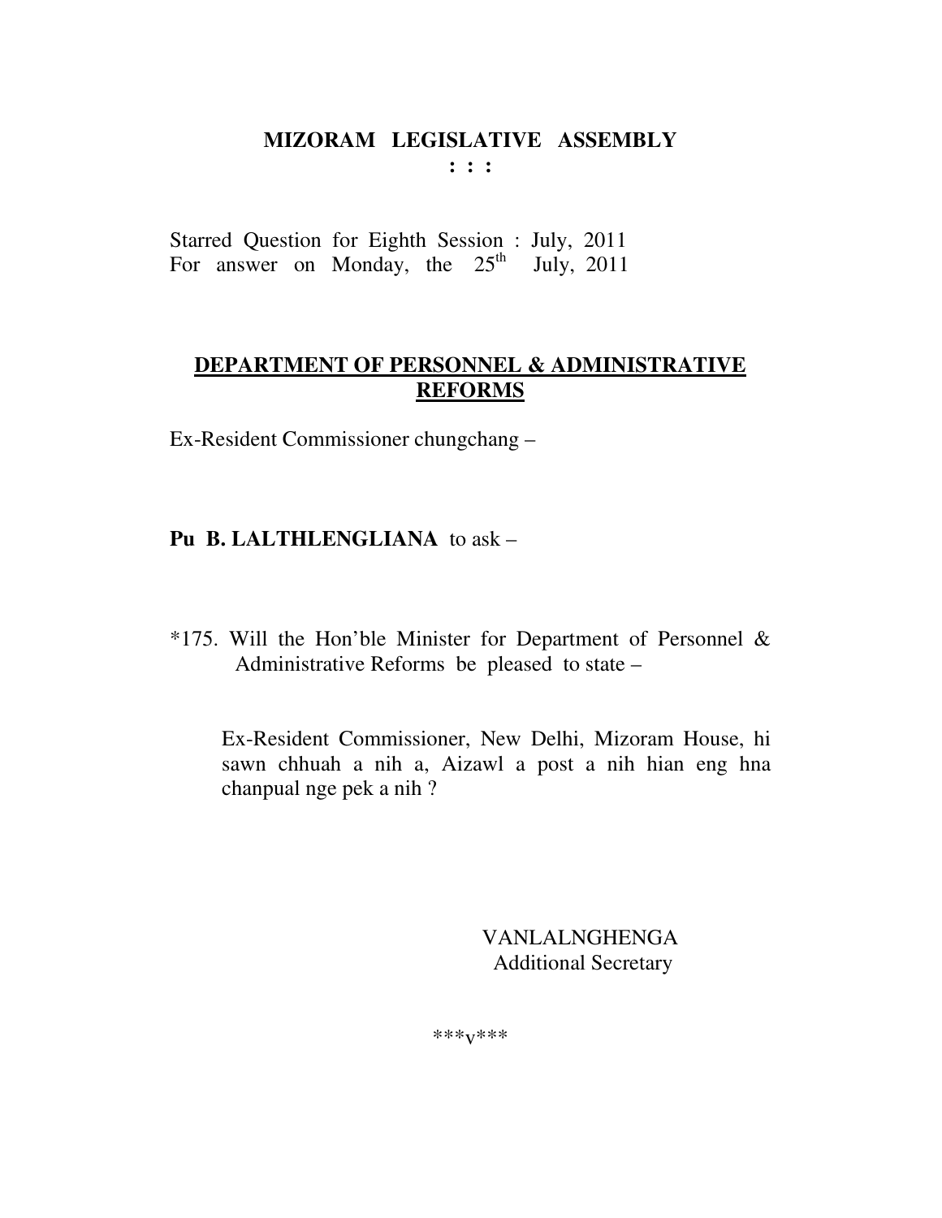# MIZORAM LEGISLATIVE ASSEMBLY

**: : :**

Starred Question for Eighth Session : July, 2011
For answer on Monday, the 25th July, 2011

## DEPARTMENT OF PERSONNEL & ADMINISTRATIVE REFORMS

Ex-Resident Commissioner chungchang –

**Pu B. LALTHLENGLIANA** to ask –

*175. Will the Hon'ble Minister for Department of Personnel & Administrative Reforms be pleased to state –

Ex-Resident Commissioner, New Delhi, Mizoram House, hi sawn chhuah a nih a, Aizawl a post a nih hian eng hna chanpual nge pek a nih ?

VANLALNGHENGA
Additional Secretary

***v***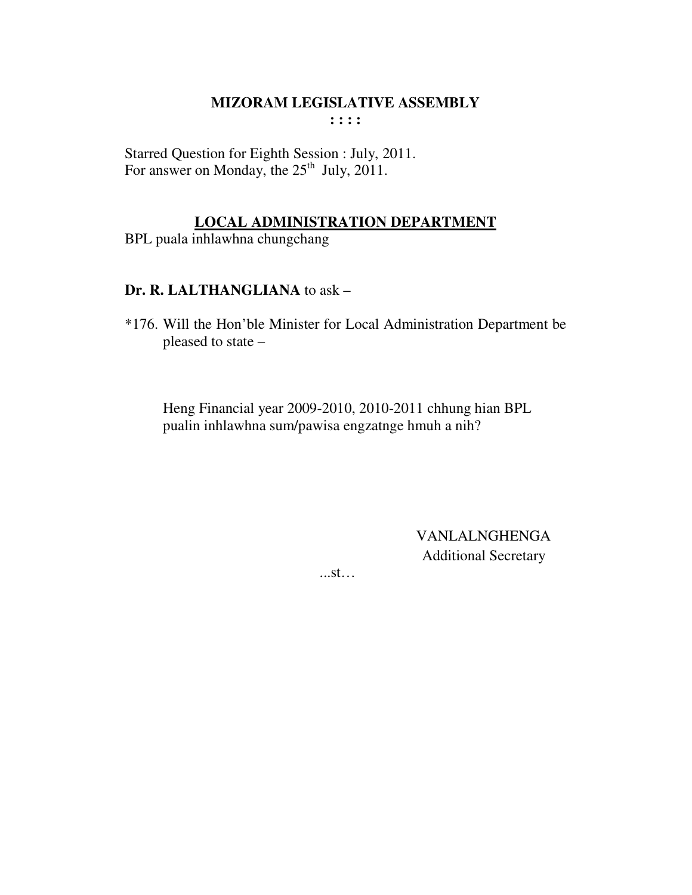# MIZORAM LEGISLATIVE ASSEMBLY

**: : : :**

Starred Question for Eighth Session : July, 2011.
For answer on Monday, the 25th July, 2011.

## LOCAL ADMINISTRATION DEPARTMENT

BPL puala inhlawhna chungchang

**Dr. R. LALTHANGLIANA** to ask –

*176. Will the Hon'ble Minister for Local Administration Department be pleased to state –

Heng Financial year 2009-2010, 2010-2011 chhung hian BPL pualin inhlawhna sum/pawisa engzatnge hmuh a nih?

VANLALNGHENGA
Additional Secretary

...st…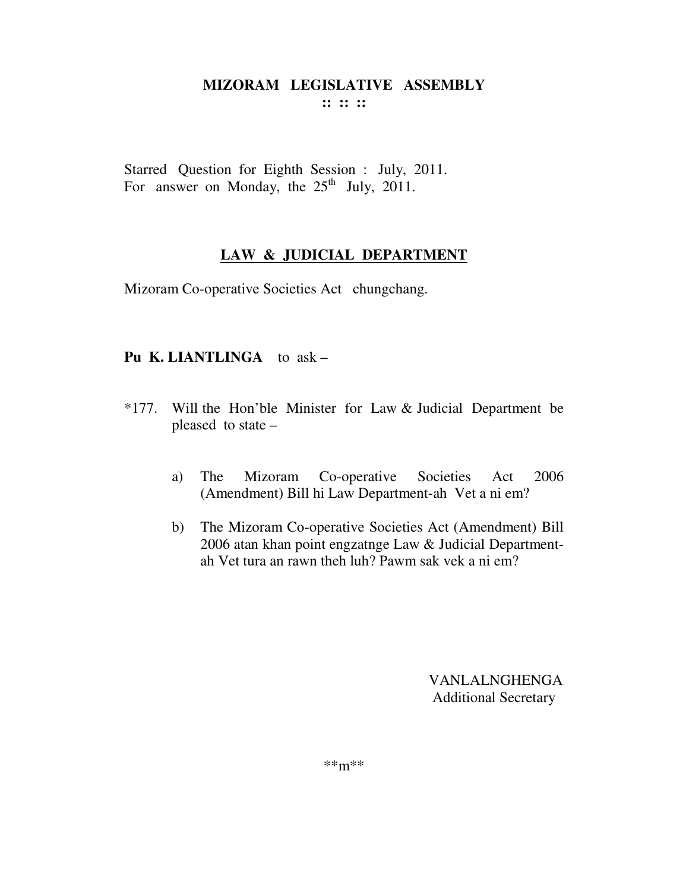# MIZORAM LEGISLATIVE ASSEMBLY

**:: :: ::**

Starred Question for Eighth Session : July, 2011.
For answer on Monday, the 25th July, 2011.

## LAW & JUDICIAL DEPARTMENT

Mizoram Co-operative Societies Act chungchang.

**Pu K. LIANTLINGA** to ask –

*177. Will the Hon'ble Minister for Law & Judicial Department be pleased to state –

a) The Mizoram Co-operative Societies Act 2006 (Amendment) Bill hi Law Department-ah Vet a ni em?

b) The Mizoram Co-operative Societies Act (Amendment) Bill 2006 atan khan point engzatnge Law & Judicial Department-ah Vet tura an rawn theh luh? Pawm sak vek a ni em?

VANLALNGHENGA
Additional Secretary

**m**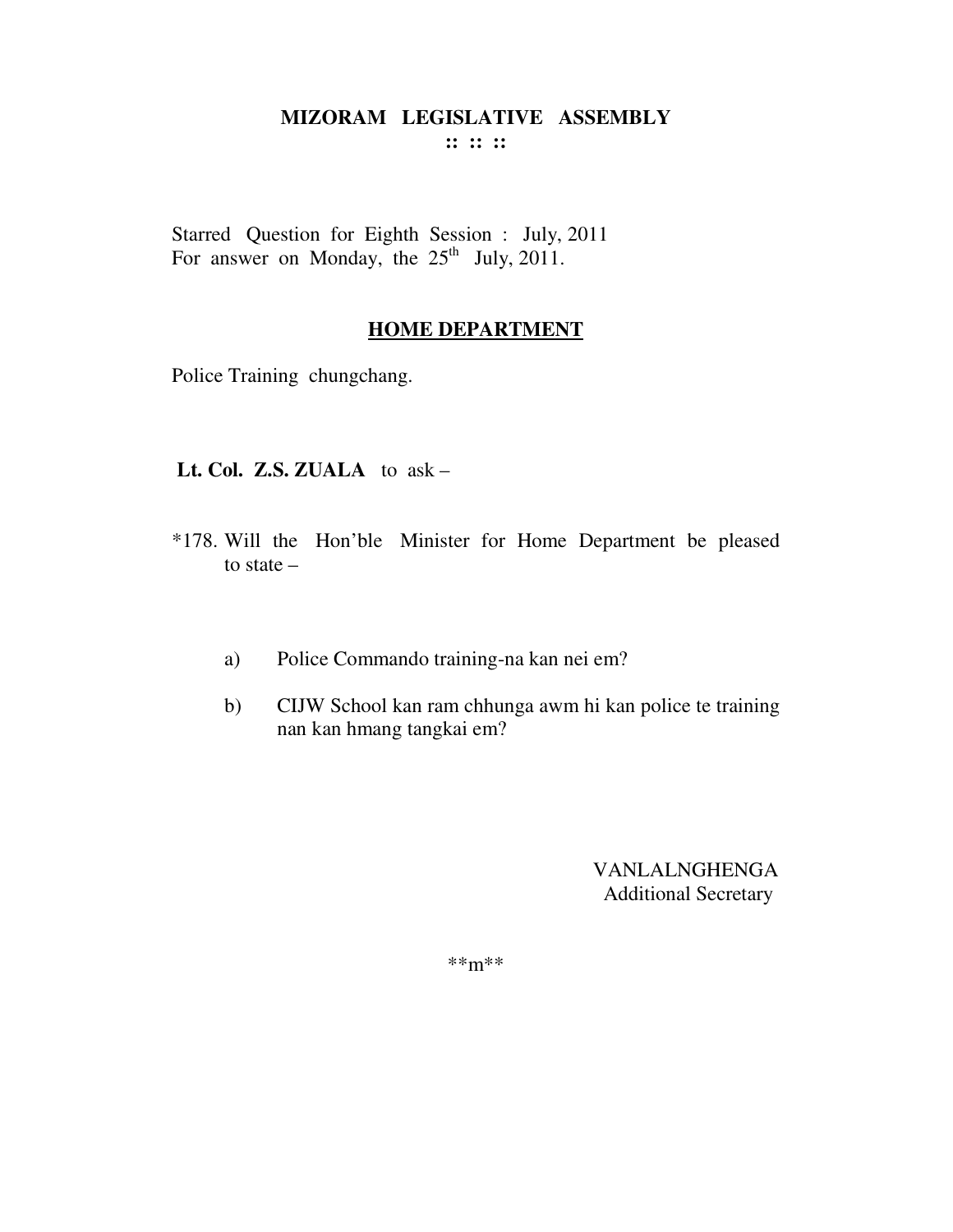# MIZORAM LEGISLATIVE ASSEMBLY

:: :: ::

Starred Question for Eighth Session : July, 2011
For answer on Monday, the 25th July, 2011.

## HOME DEPARTMENT

Police Training chungchang.

**Lt. Col. Z.S. ZUALA** to ask –

*178. Will the Hon'ble Minister for Home Department be pleased to state –

a) Police Commando training-na kan nei em?

b) CIJW School kan ram chhunga awm hi kan police te training nan kan hmang tangkai em?

VANLALNGHENGA
Additional Secretary

**m**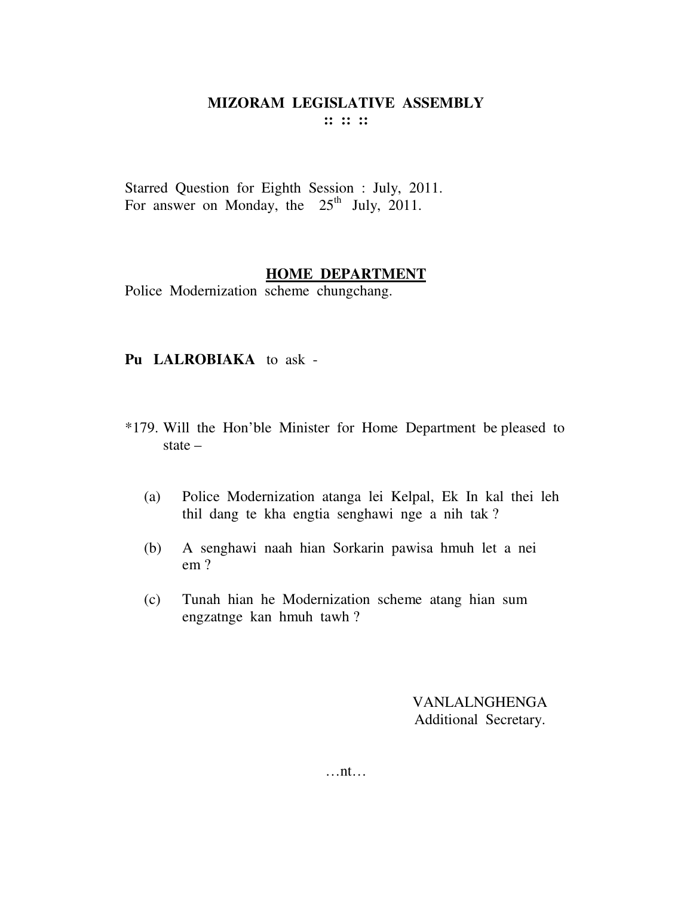# MIZORAM LEGISLATIVE ASSEMBLY

:: :: ::

Starred Question for Eighth Session : July, 2011.
For answer on Monday, the 25th July, 2011.

## HOME DEPARTMENT

Police Modernization scheme chungchang.

**Pu LALROBIAKA** to ask -

*179. Will the Hon'ble Minister for Home Department be pleased to state –

(a) Police Modernization atanga lei Kelpal, Ek In kal thei leh thil dang te kha engtia senghawi nge a nih tak ?

(b) A senghawi naah hian Sorkarin pawisa hmuh let a nei em ?

(c) Tunah hian he Modernization scheme atang hian sum engzatnge kan hmuh tawh ?

VANLALNGHENGA
Additional Secretary.

…nt…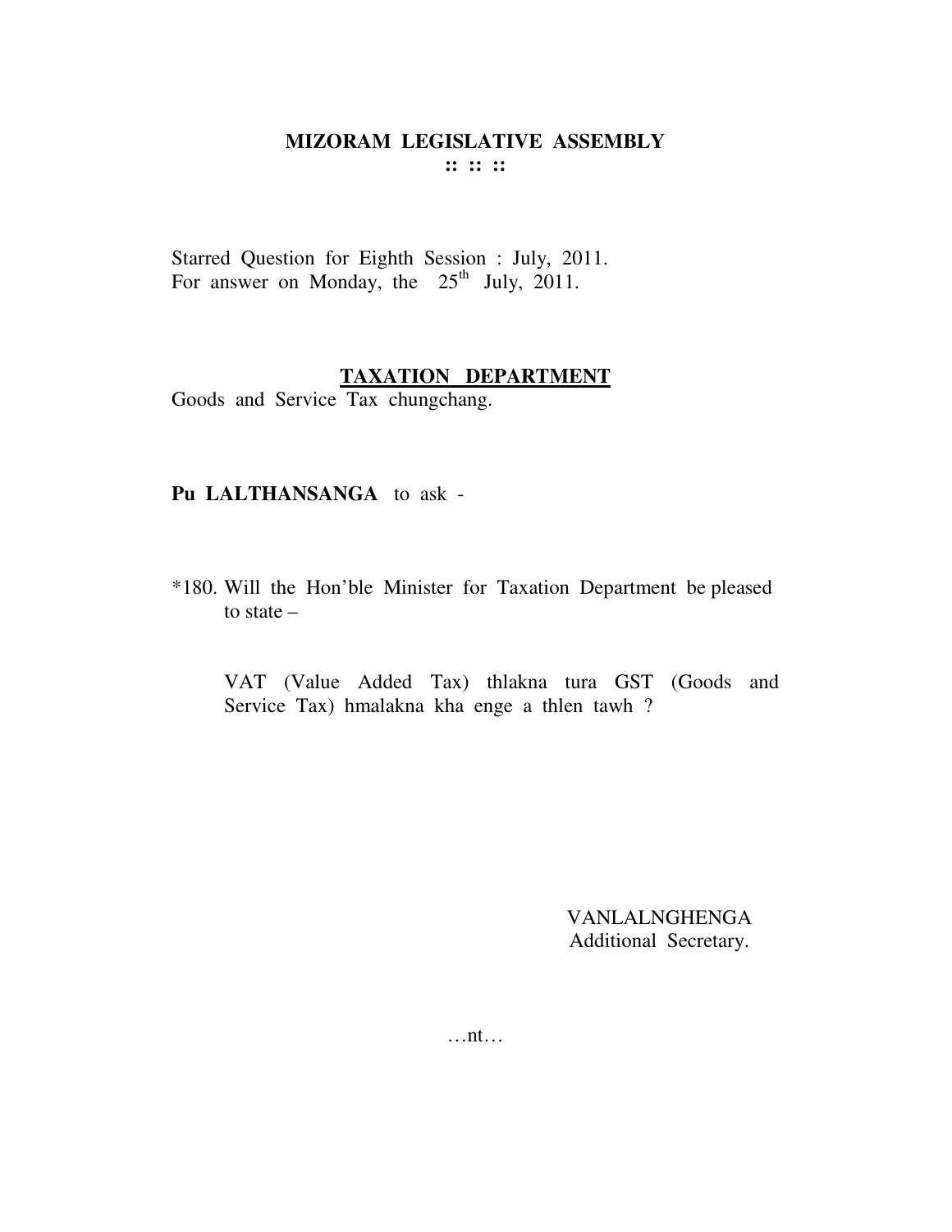# MIZORAM LEGISLATIVE ASSEMBLY

:: :: ::

Starred Question for Eighth Session : July, 2011.
For answer on Monday, the 25th July, 2011.

## TAXATION DEPARTMENT

Goods and Service Tax chungchang.

**Pu LALTHANSANGA** to ask -

*180. Will the Hon'ble Minister for Taxation Department be pleased to state –

VAT (Value Added Tax) thlakna tura GST (Goods and Service Tax) hmalakna kha enge a thlen tawh ?

VANLALNGHENGA
Additional Secretary.

…nt…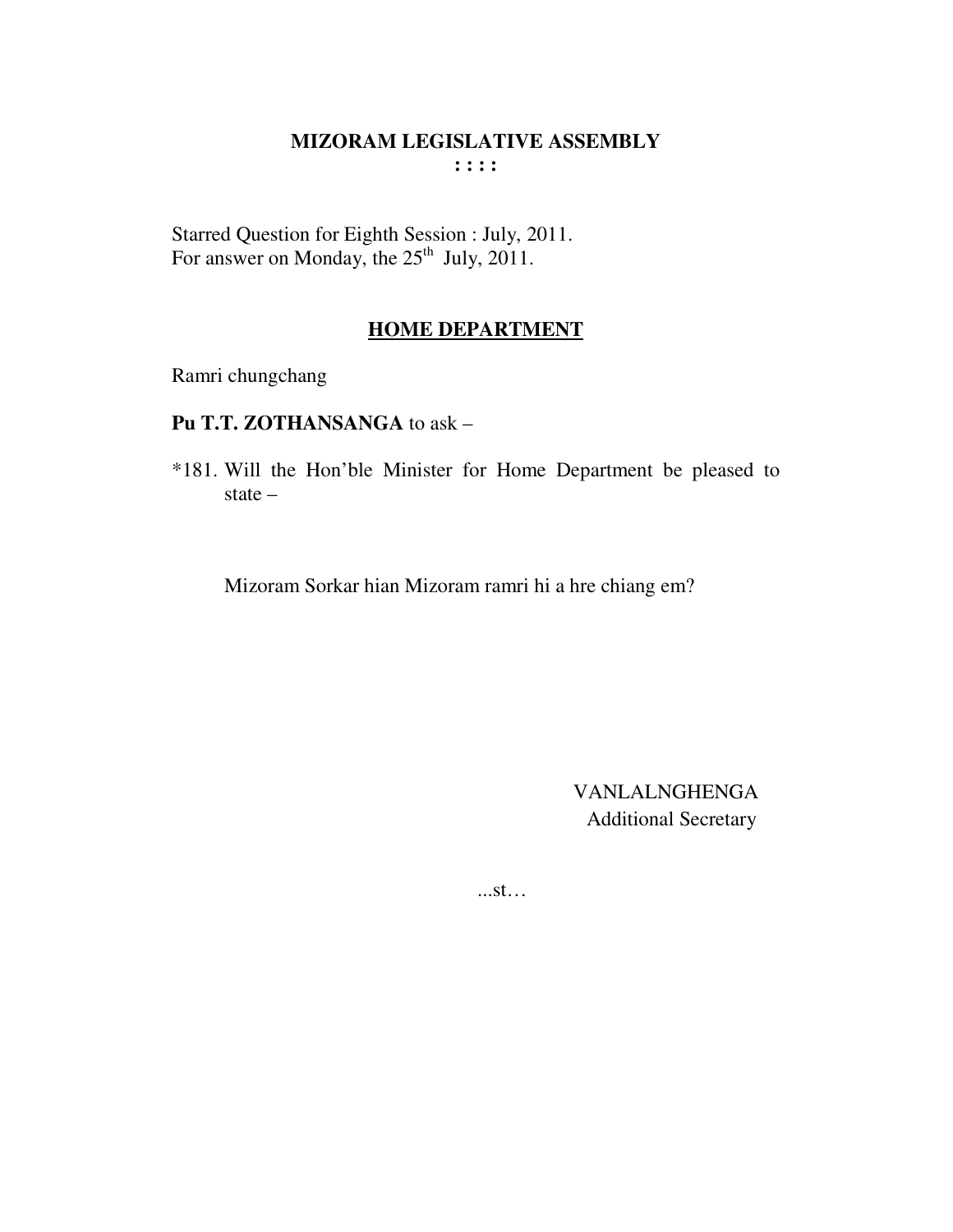# MIZORAM LEGISLATIVE ASSEMBLY

**: : : :**

Starred Question for Eighth Session : July, 2011.
For answer on Monday, the 25th July, 2011.

## HOME DEPARTMENT

Ramri chungchang

**Pu T.T. ZOTHANSANGA** to ask –

*181. Will the Hon'ble Minister for Home Department be pleased to state –

Mizoram Sorkar hian Mizoram ramri hi a hre chiang em?

VANLALNGHENGA
Additional Secretary

...st…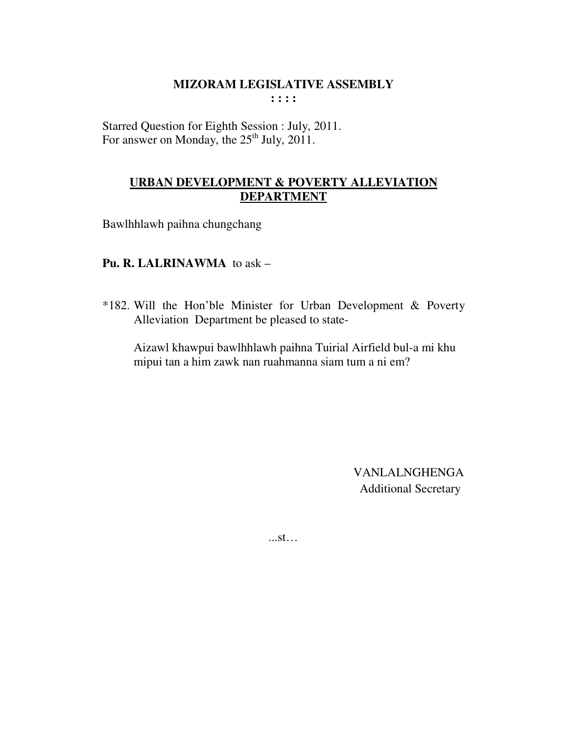**MIZORAM LEGISLATIVE ASSEMBLY**
**: : : :**

Starred Question for Eighth Session : July, 2011.
For answer on Monday, the 25th July, 2011.

**URBAN DEVELOPMENT & POVERTY ALLEVIATION DEPARTMENT**

Bawlhhlawh paihna chungchang

**Pu. R. LALRINAWMA** to ask –

*182. Will the Hon'ble Minister for Urban Development & Poverty Alleviation Department be pleased to state-

Aizawl khawpui bawlhhlawh paihna Tuirial Airfield bul-a mi khu mipui tan a him zawk nan ruahmanna siam tum a ni em?

VANLALNGHENGA
Additional Secretary

...st…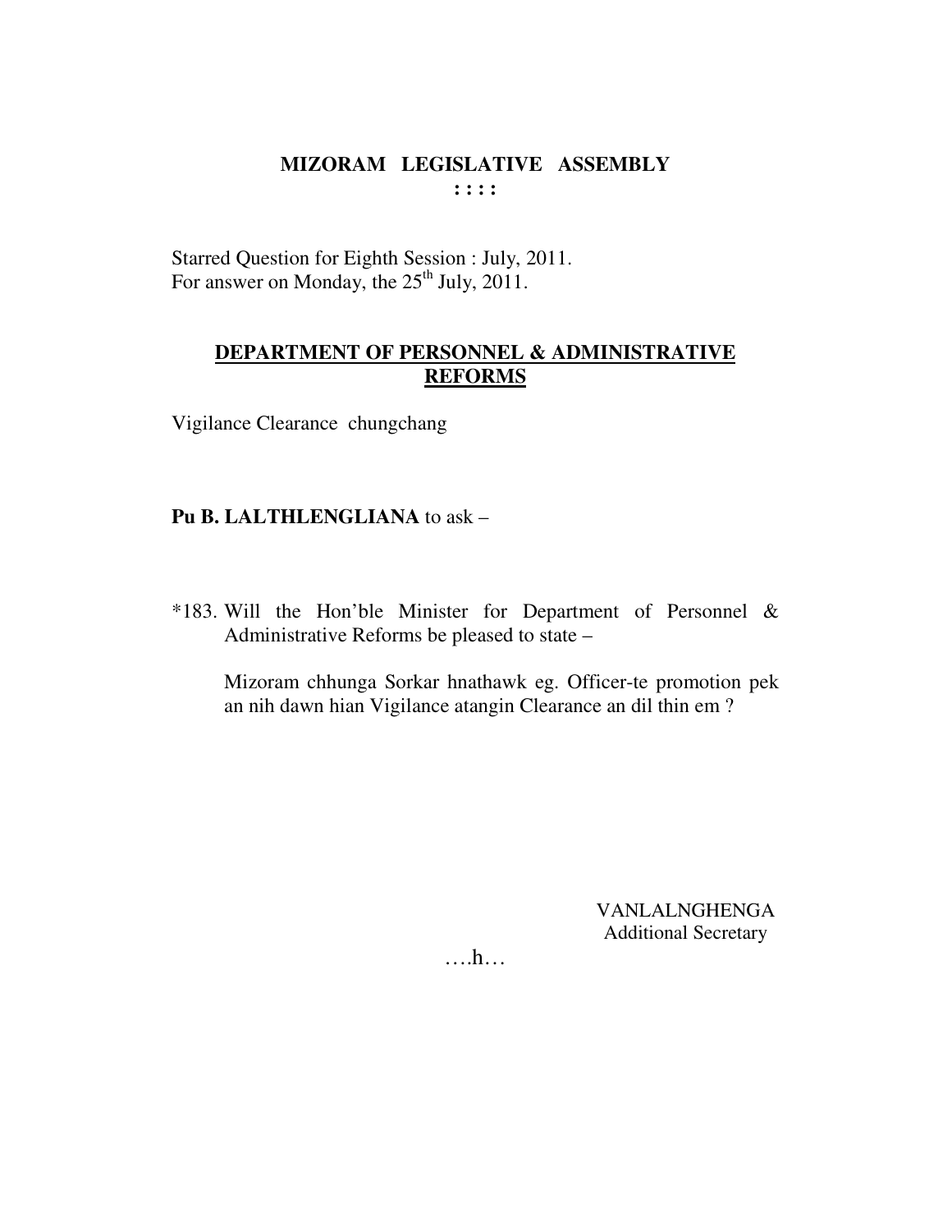# MIZORAM LEGISLATIVE ASSEMBLY

**: : : :**

Starred Question for Eighth Session : July, 2011.
For answer on Monday, the 25th July, 2011.

## DEPARTMENT OF PERSONNEL & ADMINISTRATIVE REFORMS

Vigilance Clearance chungchang

**Pu B. LALTHLENGLIANA** to ask –

*183. Will the Hon'ble Minister for Department of Personnel & Administrative Reforms be pleased to state –

Mizoram chhunga Sorkar hnathawk eg. Officer-te promotion pek an nih dawn hian Vigilance atangin Clearance an dil thin em ?

VANLALNGHENGA
Additional Secretary

….h…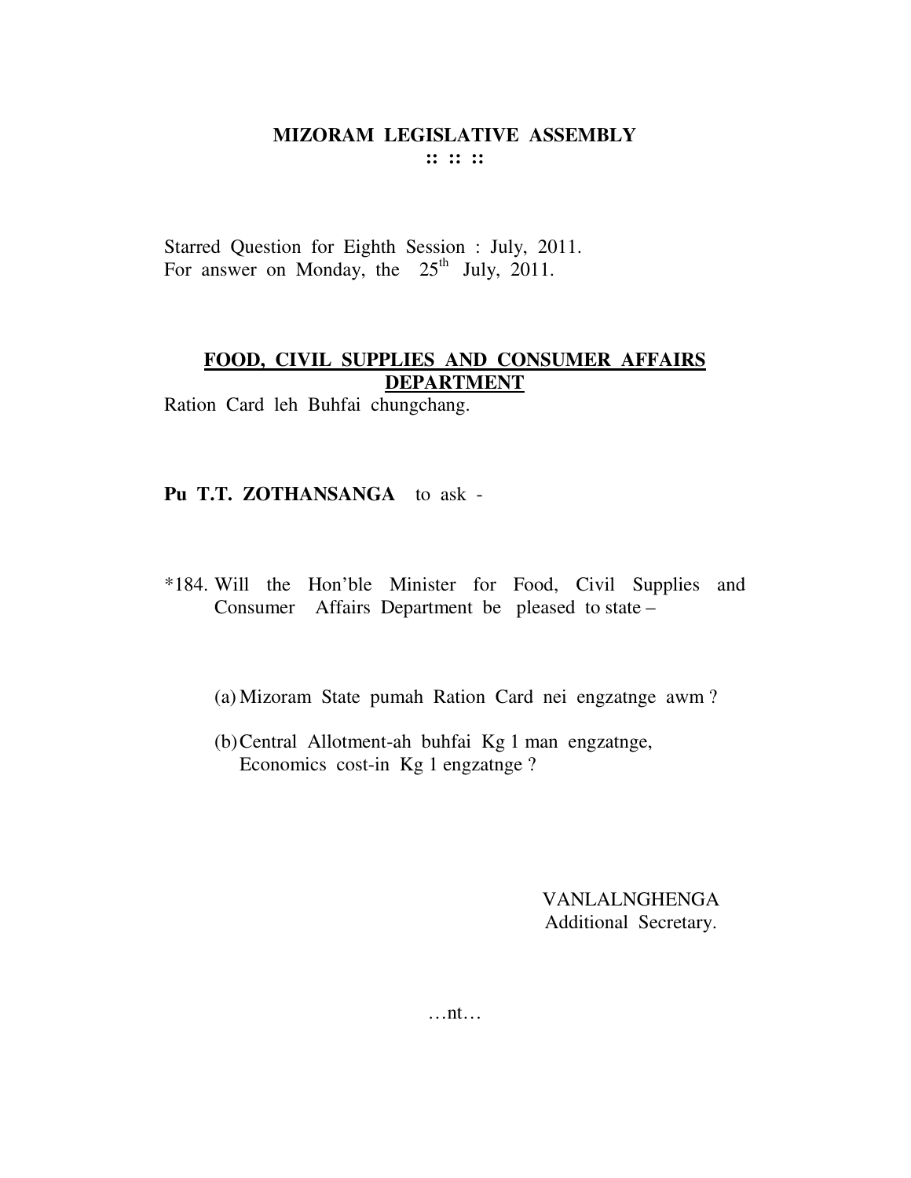# MIZORAM LEGISLATIVE ASSEMBLY

:: :: ::

Starred Question for Eighth Session : July, 2011.
For answer on Monday, the 25th July, 2011.

## FOOD, CIVIL SUPPLIES AND CONSUMER AFFAIRS DEPARTMENT

Ration Card leh Buhfai chungchang.

**Pu T.T. ZOTHANSANGA** to ask -

*184. Will the Hon'ble Minister for Food, Civil Supplies and Consumer Affairs Department be pleased to state –

(a) Mizoram State pumah Ration Card nei engzatnge awm ?

(b) Central Allotment-ah buhfai Kg 1 man engzatnge, Economics cost-in Kg 1 engzatnge ?

VANLALNGHENGA
Additional Secretary.

…nt…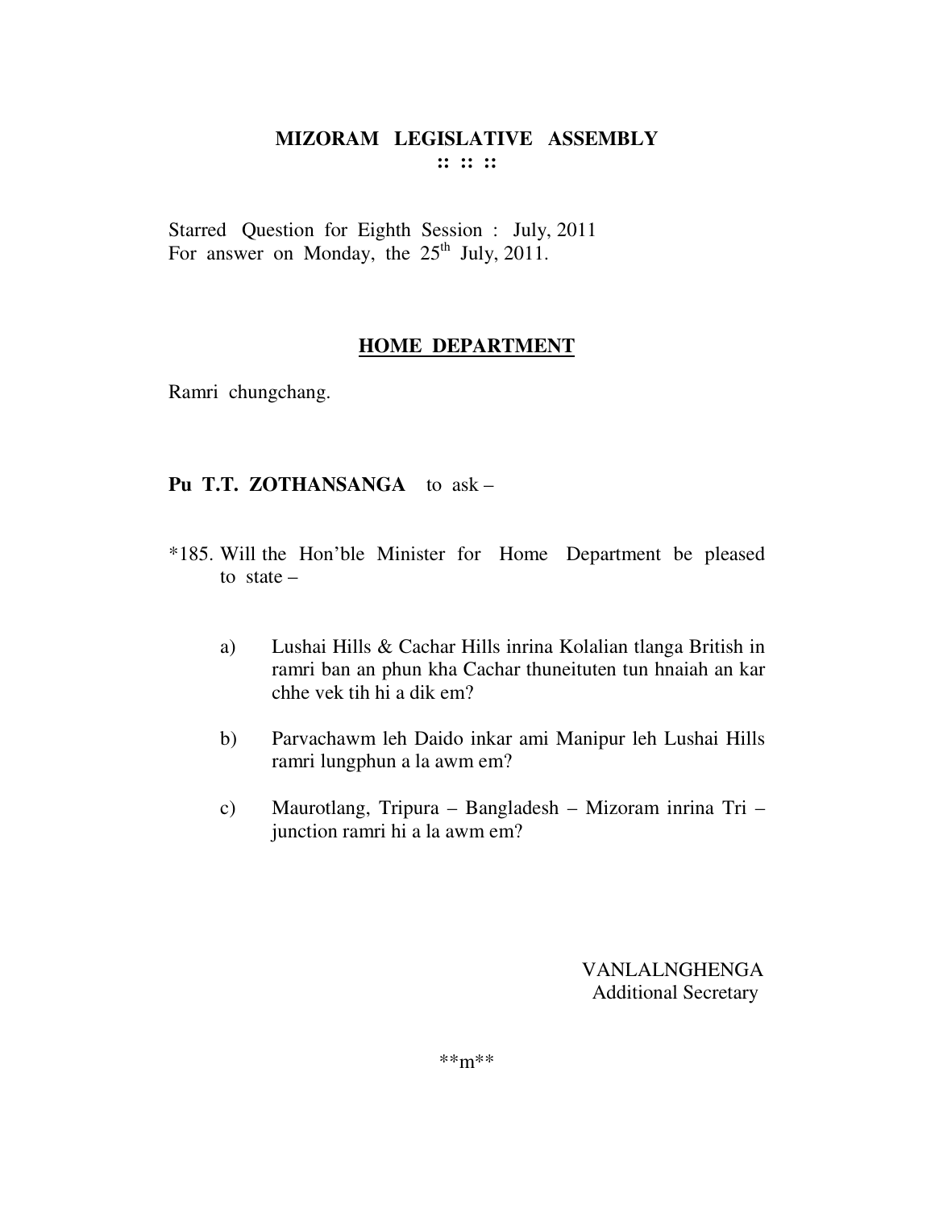# MIZORAM LEGISLATIVE ASSEMBLY

**:: :: ::**

Starred Question for Eighth Session : July, 2011
For answer on Monday, the 25th July, 2011.

## HOME DEPARTMENT

Ramri chungchang.

**Pu T.T. ZOTHANSANGA** to ask –

*185. Will the Hon'ble Minister for Home Department be pleased to state –

a) Lushai Hills & Cachar Hills inrina Kolalian tlanga British in ramri ban an phun kha Cachar thuneituten tun hnaiah an kar chhe vek tih hi a dik em?

b) Parvachawm leh Daido inkar ami Manipur leh Lushai Hills ramri lungphun a la awm em?

c) Maurotlang, Tripura – Bangladesh – Mizoram inrina Tri – junction ramri hi a la awm em?

VANLALNGHENGA
Additional Secretary

**m**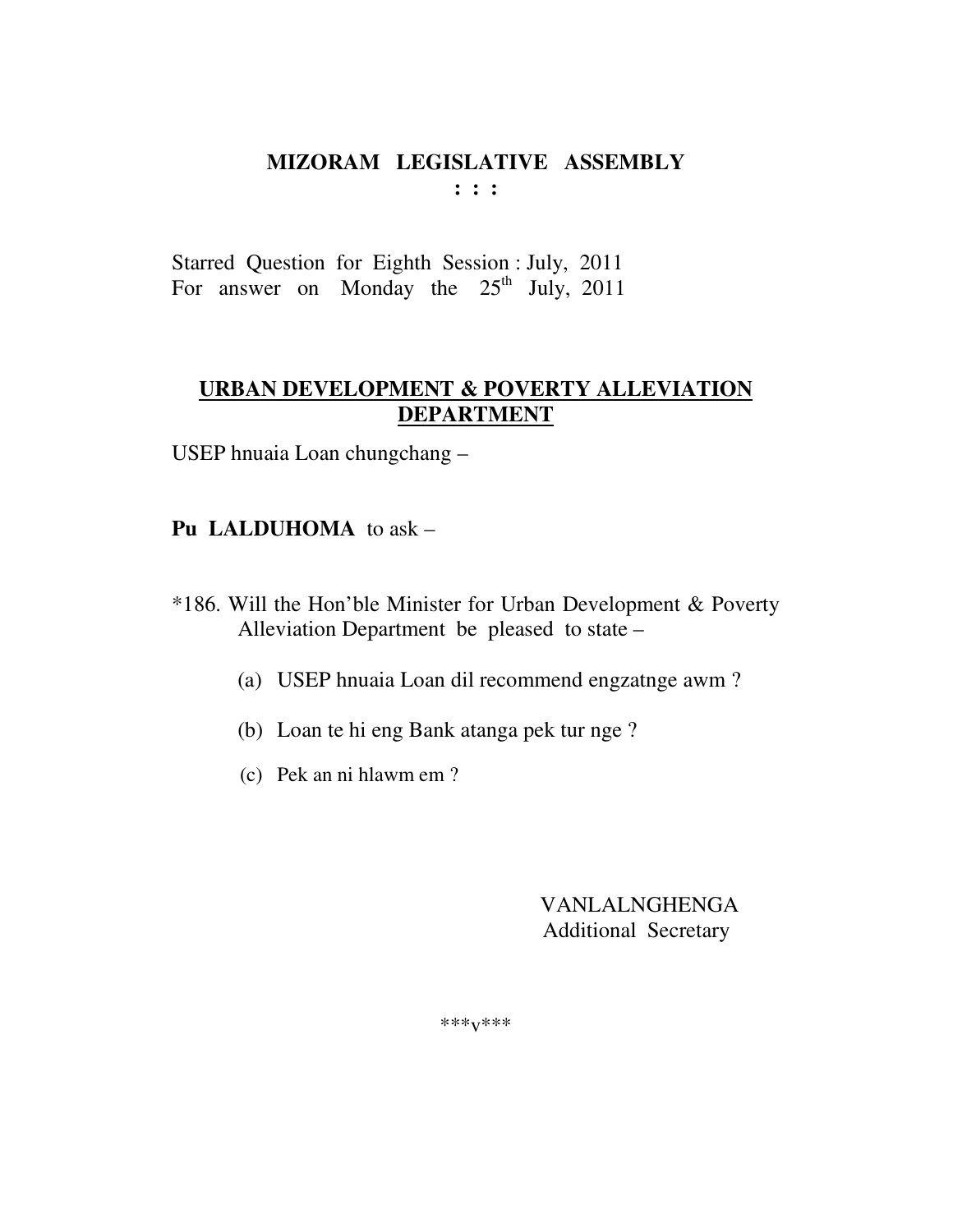# MIZORAM LEGISLATIVE ASSEMBLY

**: : :**

Starred Question for Eighth Session : July, 2011
For answer on Monday the 25th July, 2011

## URBAN DEVELOPMENT & POVERTY ALLEVIATION DEPARTMENT

USEP hnuaia Loan chungchang –

**Pu LALDUHOMA** to ask –

*186. Will the Hon'ble Minister for Urban Development & Poverty Alleviation Department be pleased to state –

(a) USEP hnuaia Loan dil recommend engzatnge awm ?

(b) Loan te hi eng Bank atanga pek tur nge ?

(c) Pek an ni hlawm em ?

VANLALNGHENGA
Additional Secretary

***v***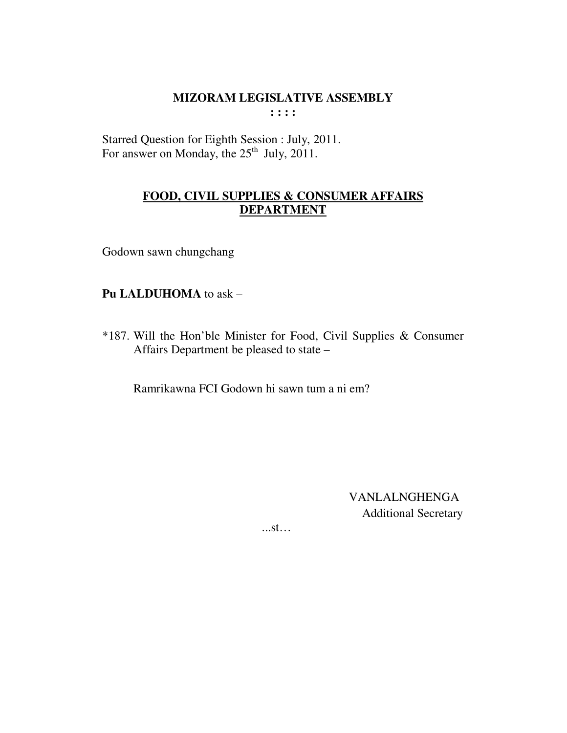# MIZORAM LEGISLATIVE ASSEMBLY

**: : : :**

Starred Question for Eighth Session : July, 2011.
For answer on Monday, the 25th July, 2011.

## FOOD, CIVIL SUPPLIES & CONSUMER AFFAIRS DEPARTMENT

Godown sawn chungchang

**Pu LALDUHOMA** to ask –

*187. Will the Hon'ble Minister for Food, Civil Supplies & Consumer Affairs Department be pleased to state –

Ramrikawna FCI Godown hi sawn tum a ni em?

VANLALNGHENGA
Additional Secretary

...st…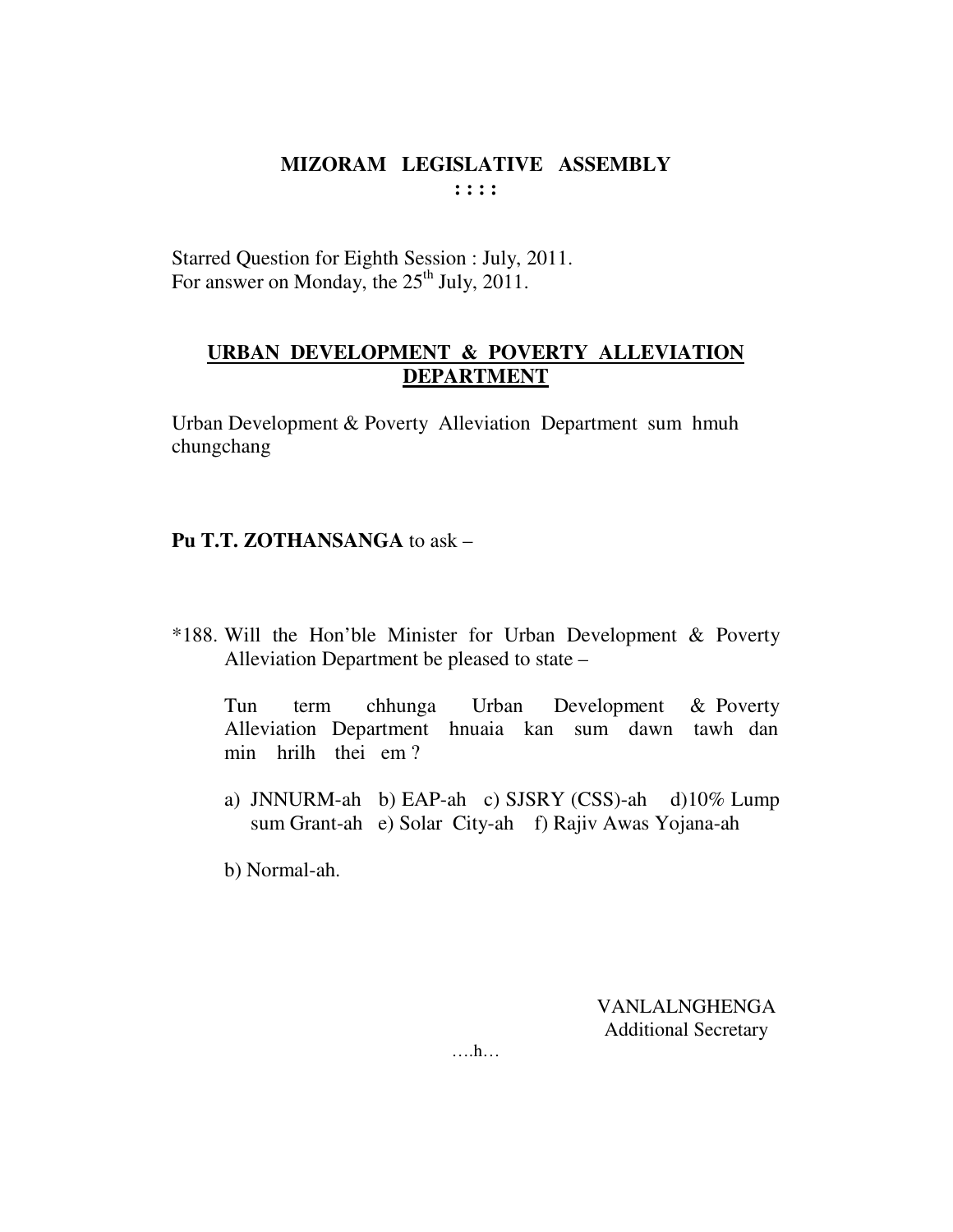# MIZORAM LEGISLATIVE ASSEMBLY

**: : : :**

Starred Question for Eighth Session : July, 2011.
For answer on Monday, the 25th July, 2011.

## URBAN DEVELOPMENT & POVERTY ALLEVIATION DEPARTMENT

Urban Development & Poverty Alleviation Department sum hmuh chungchang

**Pu T.T. ZOTHANSANGA** to ask –

*188. Will the Hon'ble Minister for Urban Development & Poverty Alleviation Department be pleased to state –

Tun term chhunga Urban Development & Poverty Alleviation Department hnuaia kan sum dawn tawh dan min hrilh thei em ?

a) JNNURM-ah b) EAP-ah c) SJSRY (CSS)-ah d)10% Lump sum Grant-ah e) Solar City-ah f) Rajiv Awas Yojana-ah

b) Normal-ah.

VANLALNGHENGA
Additional Secretary

….h…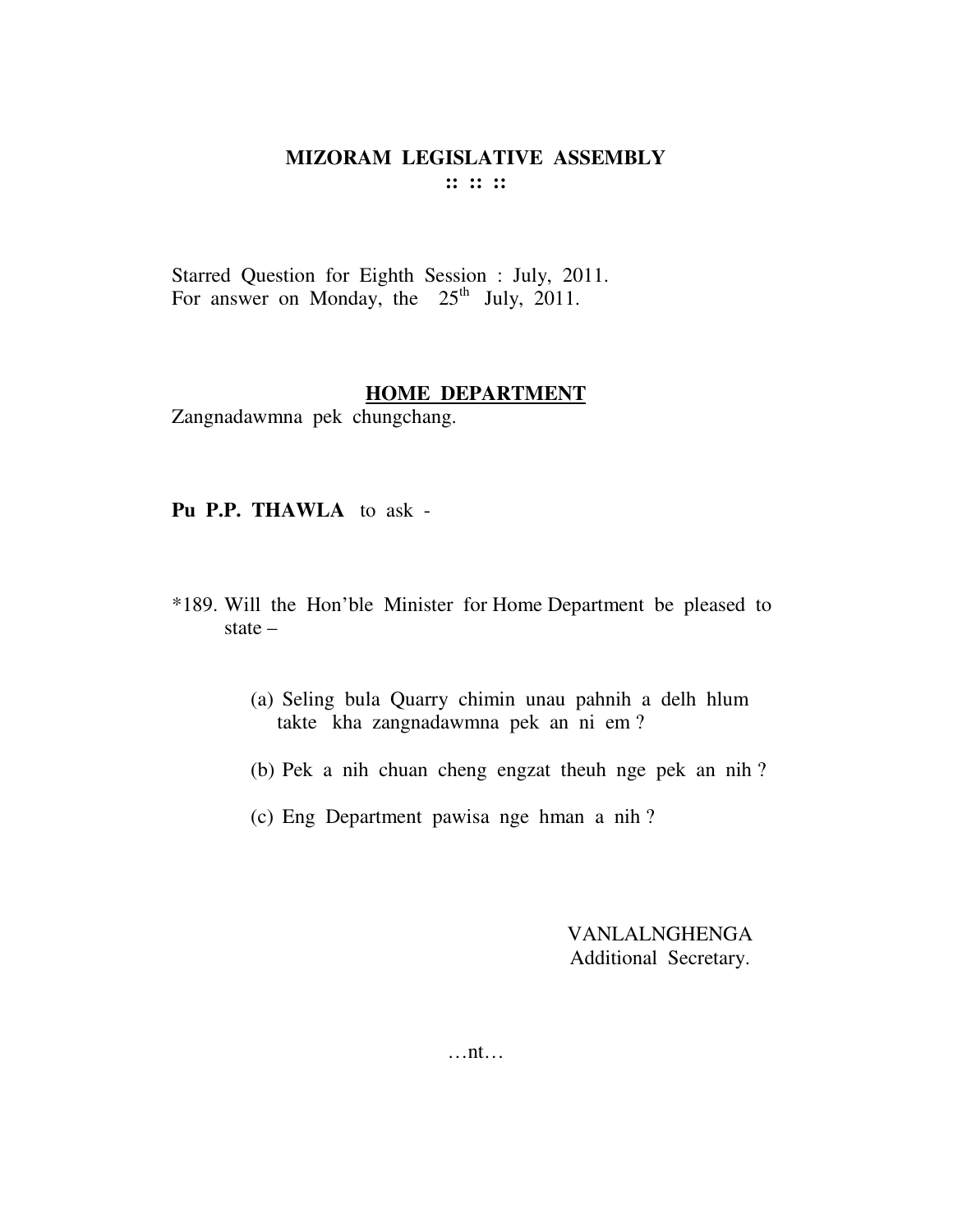# MIZORAM LEGISLATIVE ASSEMBLY

**:: :: ::**

Starred Question for Eighth Session : July, 2011.
For answer on Monday, the 25th July, 2011.

## HOME DEPARTMENT

Zangnadawmna pek chungchang.

**Pu P.P. THAWLA** to ask -

*189. Will the Hon'ble Minister for Home Department be pleased to state –

(a) Seling bula Quarry chimin unau pahnih a delh hlum takte kha zangnadawmna pek an ni em ?

(b) Pek a nih chuan cheng engzat theuh nge pek an nih ?

(c) Eng Department pawisa nge hman a nih ?

VANLALNGHENGA
Additional Secretary.

…nt…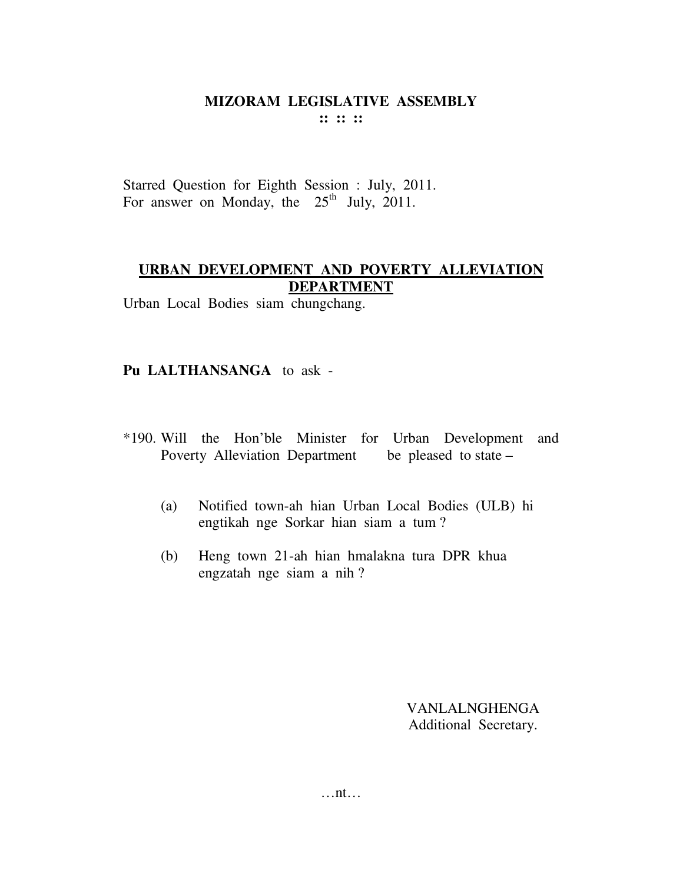**MIZORAM LEGISLATIVE ASSEMBLY**
**:: :: ::**

Starred Question for Eighth Session : July, 2011.
For answer on Monday, the 25th July, 2011.

**URBAN DEVELOPMENT AND POVERTY ALLEVIATION DEPARTMENT**

Urban Local Bodies siam chungchang.

**Pu LALTHANSANGA** to ask -

*190. Will the Hon'ble Minister for Urban Development and Poverty Alleviation Department be pleased to state –

(a) Notified town-ah hian Urban Local Bodies (ULB) hi engtikah nge Sorkar hian siam a tum ?

(b) Heng town 21-ah hian hmalakna tura DPR khua engzatah nge siam a nih ?

VANLALNGHENGA
Additional Secretary.

…nt…